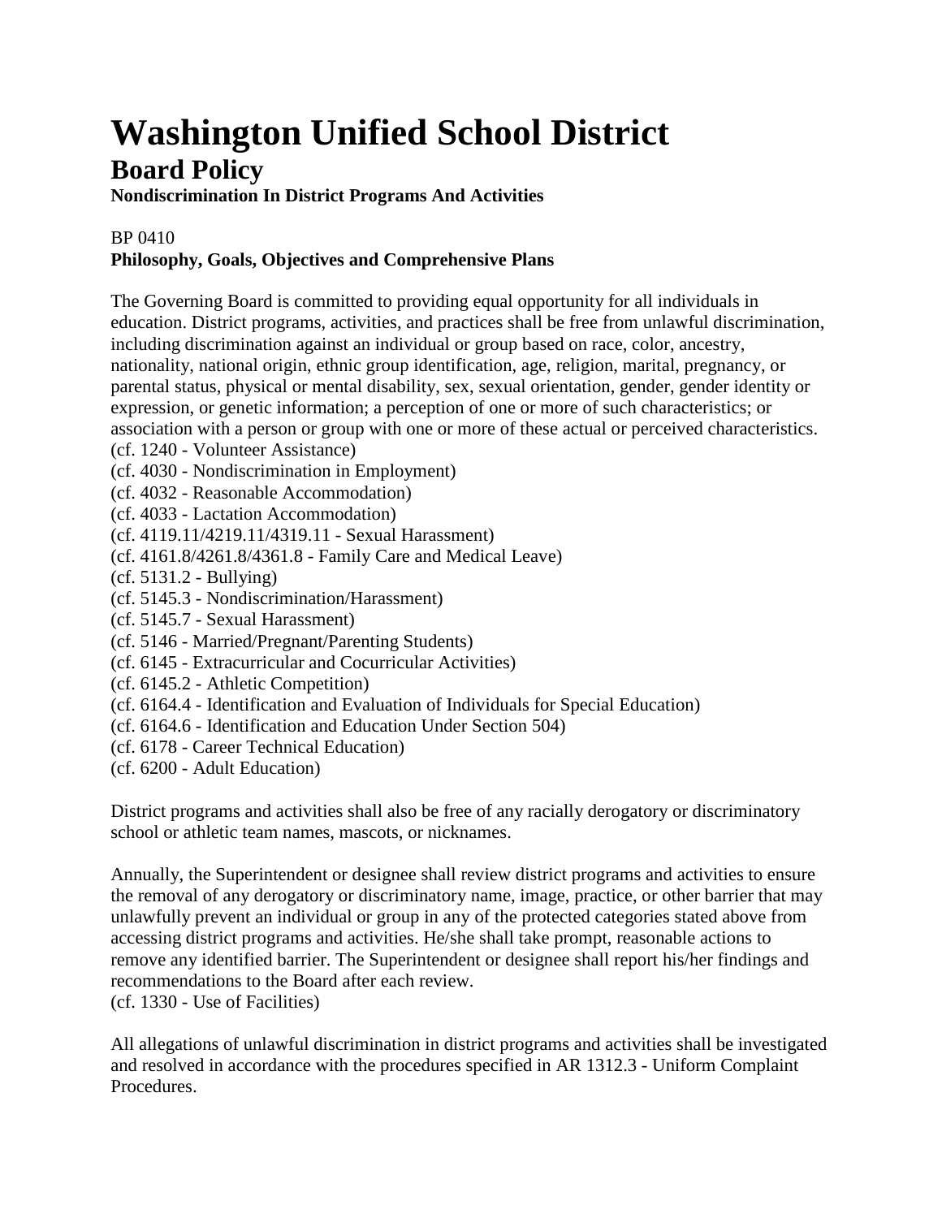# Washington Unified School District

## Board Policy

**Nondiscrimination In District Programs And Activities**

BP 0410

**Philosophy, Goals, Objectives and Comprehensive Plans**

The Governing Board is committed to providing equal opportunity for all individuals in education. District programs, activities, and practices shall be free from unlawful discrimination, including discrimination against an individual or group based on race, color, ancestry, nationality, national origin, ethnic group identification, age, religion, marital, pregnancy, or parental status, physical or mental disability, sex, sexual orientation, gender, gender identity or expression, or genetic information; a perception of one or more of such characteristics; or association with a person or group with one or more of these actual or perceived characteristics.
(cf. 1240 - Volunteer Assistance)
(cf. 4030 - Nondiscrimination in Employment)
(cf. 4032 - Reasonable Accommodation)
(cf. 4033 - Lactation Accommodation)
(cf. 4119.11/4219.11/4319.11 - Sexual Harassment)
(cf. 4161.8/4261.8/4361.8 - Family Care and Medical Leave)
(cf. 5131.2 - Bullying)
(cf. 5145.3 - Nondiscrimination/Harassment)
(cf. 5145.7 - Sexual Harassment)
(cf. 5146 - Married/Pregnant/Parenting Students)
(cf. 6145 - Extracurricular and Cocurricular Activities)
(cf. 6145.2 - Athletic Competition)
(cf. 6164.4 - Identification and Evaluation of Individuals for Special Education)
(cf. 6164.6 - Identification and Education Under Section 504)
(cf. 6178 - Career Technical Education)
(cf. 6200 - Adult Education)

District programs and activities shall also be free of any racially derogatory or discriminatory school or athletic team names, mascots, or nicknames.

Annually, the Superintendent or designee shall review district programs and activities to ensure the removal of any derogatory or discriminatory name, image, practice, or other barrier that may unlawfully prevent an individual or group in any of the protected categories stated above from accessing district programs and activities. He/she shall take prompt, reasonable actions to remove any identified barrier. The Superintendent or designee shall report his/her findings and recommendations to the Board after each review.
(cf. 1330 - Use of Facilities)

All allegations of unlawful discrimination in district programs and activities shall be investigated and resolved in accordance with the procedures specified in AR 1312.3 - Uniform Complaint Procedures.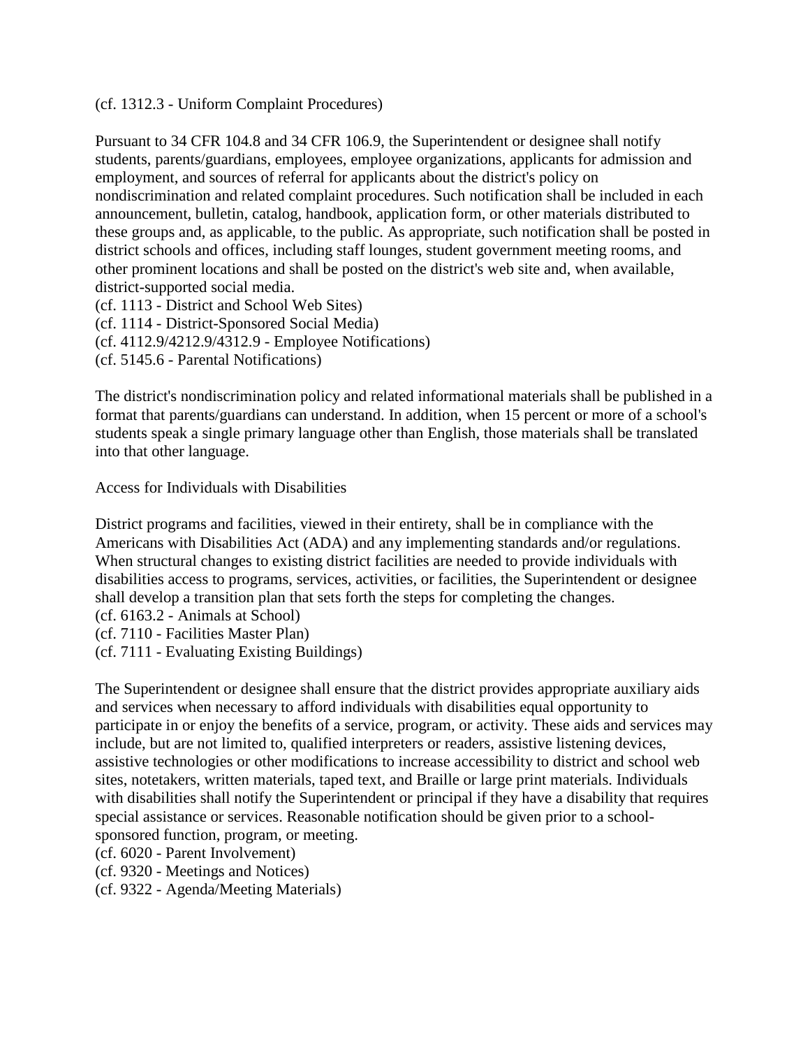(cf. 1312.3 - Uniform Complaint Procedures)

Pursuant to 34 CFR 104.8 and 34 CFR 106.9, the Superintendent or designee shall notify students, parents/guardians, employees, employee organizations, applicants for admission and employment, and sources of referral for applicants about the district's policy on nondiscrimination and related complaint procedures. Such notification shall be included in each announcement, bulletin, catalog, handbook, application form, or other materials distributed to these groups and, as applicable, to the public. As appropriate, such notification shall be posted in district schools and offices, including staff lounges, student government meeting rooms, and other prominent locations and shall be posted on the district's web site and, when available, district-supported social media.
(cf. 1113 - District and School Web Sites)
(cf. 1114 - District-Sponsored Social Media)
(cf. 4112.9/4212.9/4312.9 - Employee Notifications)
(cf. 5145.6 - Parental Notifications)

The district's nondiscrimination policy and related informational materials shall be published in a format that parents/guardians can understand. In addition, when 15 percent or more of a school's students speak a single primary language other than English, those materials shall be translated into that other language.

Access for Individuals with Disabilities

District programs and facilities, viewed in their entirety, shall be in compliance with the Americans with Disabilities Act (ADA) and any implementing standards and/or regulations. When structural changes to existing district facilities are needed to provide individuals with disabilities access to programs, services, activities, or facilities, the Superintendent or designee shall develop a transition plan that sets forth the steps for completing the changes.
(cf. 6163.2 - Animals at School)
(cf. 7110 - Facilities Master Plan)
(cf. 7111 - Evaluating Existing Buildings)

The Superintendent or designee shall ensure that the district provides appropriate auxiliary aids and services when necessary to afford individuals with disabilities equal opportunity to participate in or enjoy the benefits of a service, program, or activity. These aids and services may include, but are not limited to, qualified interpreters or readers, assistive listening devices, assistive technologies or other modifications to increase accessibility to district and school web sites, notetakers, written materials, taped text, and Braille or large print materials. Individuals with disabilities shall notify the Superintendent or principal if they have a disability that requires special assistance or services. Reasonable notification should be given prior to a school-sponsored function, program, or meeting.
(cf. 6020 - Parent Involvement)
(cf. 9320 - Meetings and Notices)
(cf. 9322 - Agenda/Meeting Materials)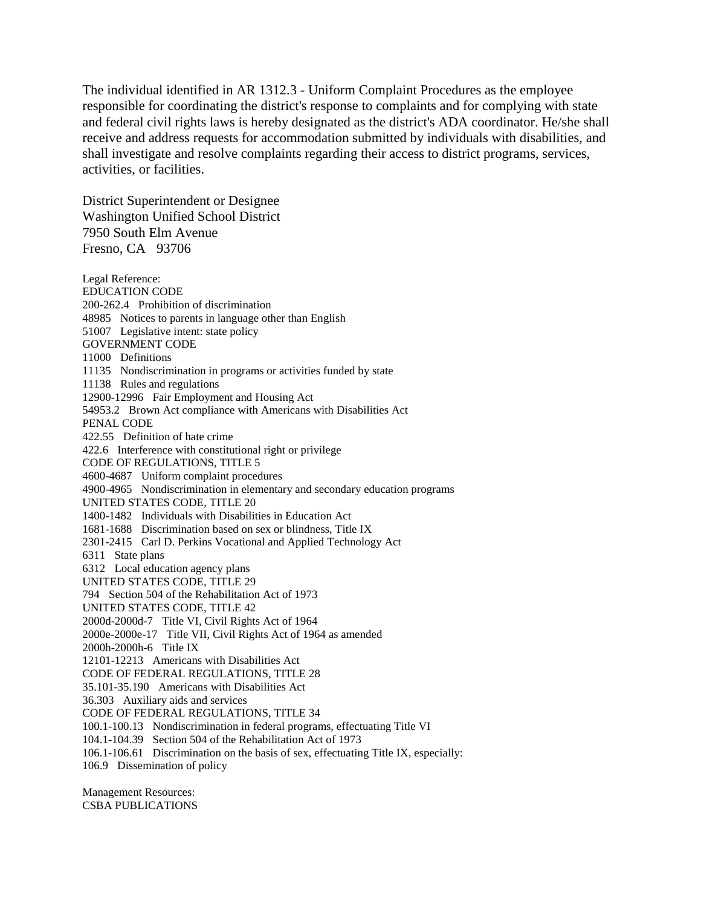The individual identified in AR 1312.3 - Uniform Complaint Procedures as the employee responsible for coordinating the district's response to complaints and for complying with state and federal civil rights laws is hereby designated as the district's ADA coordinator. He/she shall receive and address requests for accommodation submitted by individuals with disabilities, and shall investigate and resolve complaints regarding their access to district programs, services, activities, or facilities.

District Superintendent or Designee
Washington Unified School District
7950 South Elm Avenue
Fresno, CA 93706

Legal Reference:
EDUCATION CODE
200-262.4 Prohibition of discrimination
48985 Notices to parents in language other than English
51007 Legislative intent: state policy
GOVERNMENT CODE
11000 Definitions
11135 Nondiscrimination in programs or activities funded by state
11138 Rules and regulations
12900-12996 Fair Employment and Housing Act
54953.2 Brown Act compliance with Americans with Disabilities Act
PENAL CODE
422.55 Definition of hate crime
422.6 Interference with constitutional right or privilege
CODE OF REGULATIONS, TITLE 5
4600-4687 Uniform complaint procedures
4900-4965 Nondiscrimination in elementary and secondary education programs
UNITED STATES CODE, TITLE 20
1400-1482 Individuals with Disabilities in Education Act
1681-1688 Discrimination based on sex or blindness, Title IX
2301-2415 Carl D. Perkins Vocational and Applied Technology Act
6311 State plans
6312 Local education agency plans
UNITED STATES CODE, TITLE 29
794 Section 504 of the Rehabilitation Act of 1973
UNITED STATES CODE, TITLE 42
2000d-2000d-7 Title VI, Civil Rights Act of 1964
2000e-2000e-17 Title VII, Civil Rights Act of 1964 as amended
2000h-2000h-6 Title IX
12101-12213 Americans with Disabilities Act
CODE OF FEDERAL REGULATIONS, TITLE 28
35.101-35.190 Americans with Disabilities Act
36.303 Auxiliary aids and services
CODE OF FEDERAL REGULATIONS, TITLE 34
100.1-100.13 Nondiscrimination in federal programs, effectuating Title VI
104.1-104.39 Section 504 of the Rehabilitation Act of 1973
106.1-106.61 Discrimination on the basis of sex, effectuating Title IX, especially:
106.9 Dissemination of policy

Management Resources:
CSBA PUBLICATIONS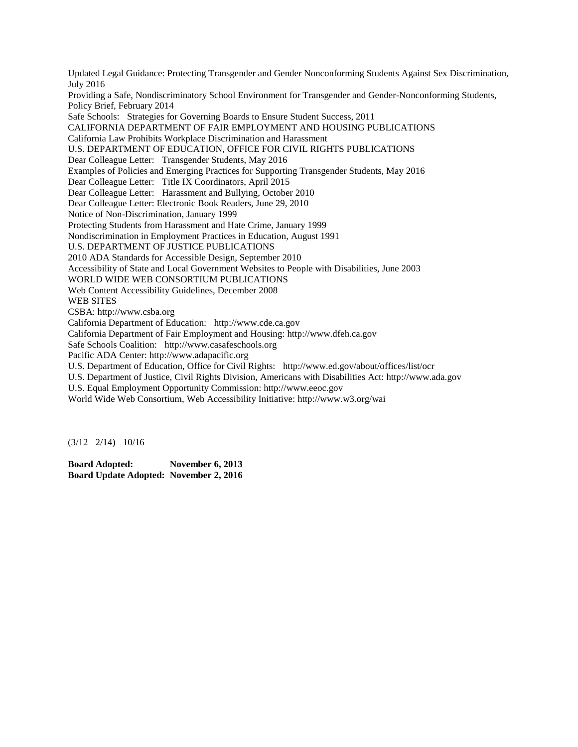Updated Legal Guidance: Protecting Transgender and Gender Nonconforming Students Against Sex Discrimination, July 2016

Providing a Safe, Nondiscriminatory School Environment for Transgender and Gender-Nonconforming Students, Policy Brief, February 2014

Safe Schools: Strategies for Governing Boards to Ensure Student Success, 2011

CALIFORNIA DEPARTMENT OF FAIR EMPLOYMENT AND HOUSING PUBLICATIONS

California Law Prohibits Workplace Discrimination and Harassment

U.S. DEPARTMENT OF EDUCATION, OFFICE FOR CIVIL RIGHTS PUBLICATIONS

Dear Colleague Letter: Transgender Students, May 2016

Examples of Policies and Emerging Practices for Supporting Transgender Students, May 2016

Dear Colleague Letter: Title IX Coordinators, April 2015

Dear Colleague Letter: Harassment and Bullying, October 2010

Dear Colleague Letter: Electronic Book Readers, June 29, 2010

Notice of Non-Discrimination, January 1999

Protecting Students from Harassment and Hate Crime, January 1999

Nondiscrimination in Employment Practices in Education, August 1991

U.S. DEPARTMENT OF JUSTICE PUBLICATIONS

2010 ADA Standards for Accessible Design, September 2010

Accessibility of State and Local Government Websites to People with Disabilities, June 2003

WORLD WIDE WEB CONSORTIUM PUBLICATIONS

Web Content Accessibility Guidelines, December 2008

WEB SITES

CSBA: http://www.csba.org

California Department of Education: http://www.cde.ca.gov

California Department of Fair Employment and Housing: http://www.dfeh.ca.gov

Safe Schools Coalition: http://www.casafeschools.org

Pacific ADA Center: http://www.adapacific.org

U.S. Department of Education, Office for Civil Rights: http://www.ed.gov/about/offices/list/ocr

U.S. Department of Justice, Civil Rights Division, Americans with Disabilities Act: http://www.ada.gov

U.S. Equal Employment Opportunity Commission: http://www.eeoc.gov

World Wide Web Consortium, Web Accessibility Initiative: http://www.w3.org/wai

(3/12 2/14) 10/16

**Board Adopted: November 6, 2013**
**Board Update Adopted: November 2, 2016**